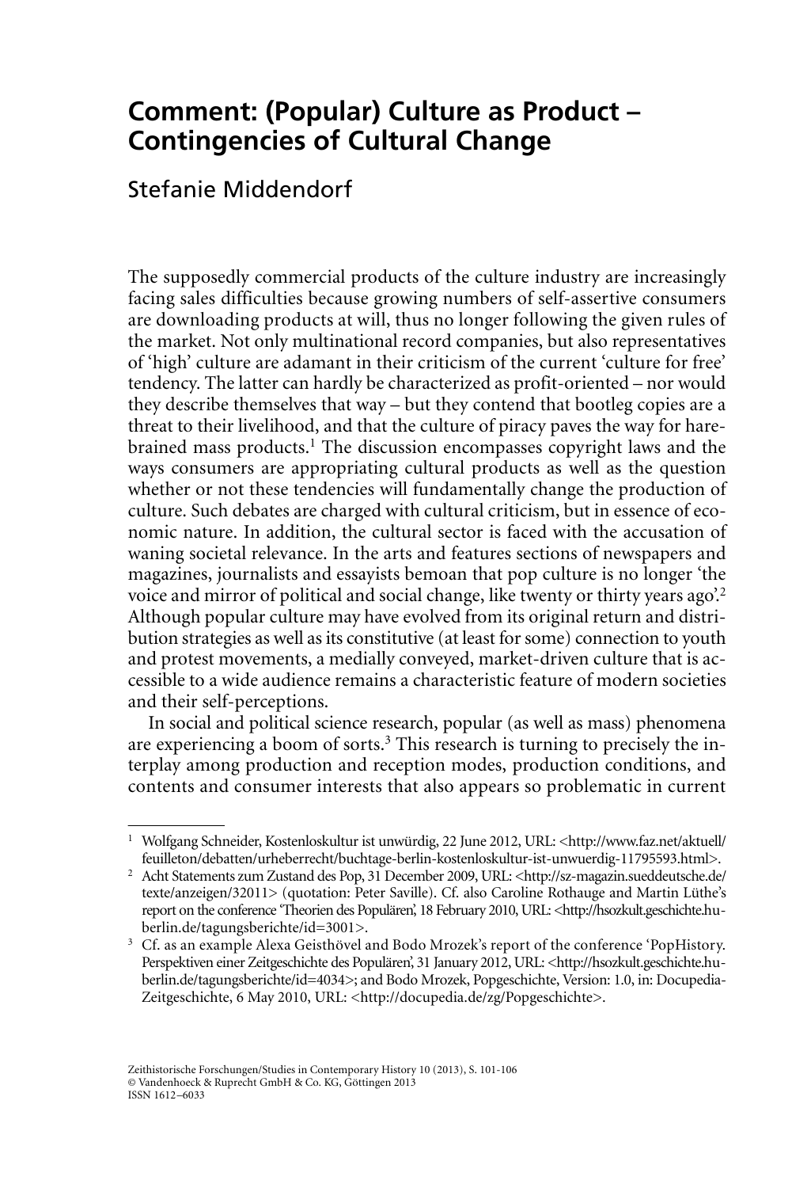# Comment: (Popular) Culture as Product – Contingencies of Cultural Change

Stefanie Middendorf

The supposedly commercial products of the culture industry are increasingly facing sales difficulties because growing numbers of self-assertive consumers are downloading products at will, thus no longer following the given rules of the market. Not only multinational record companies, but also representatives of 'high' culture are adamant in their criticism of the current 'culture for free' tendency. The latter can hardly be characterized as profit-oriented – nor would they describe themselves that way – but they contend that bootleg copies are a threat to their livelihood, and that the culture of piracy paves the way for harebrained mass products.[1] The discussion encompasses copyright laws and the ways consumers are appropriating cultural products as well as the question whether or not these tendencies will fundamentally change the production of culture. Such debates are charged with cultural criticism, but in essence of economic nature. In addition, the cultural sector is faced with the accusation of waning societal relevance. In the arts and features sections of newspapers and magazines, journalists and essayists bemoan that pop culture is no longer 'the voice and mirror of political and social change, like twenty or thirty years ago'.[2] Although popular culture may have evolved from its original return and distribution strategies as well as its constitutive (at least for some) connection to youth and protest movements, a medially conveyed, market-driven culture that is accessible to a wide audience remains a characteristic feature of modern societies and their self-perceptions.

In social and political science research, popular (as well as mass) phenomena are experiencing a boom of sorts.[3] This research is turning to precisely the interplay among production and reception modes, production conditions, and contents and consumer interests that also appears so problematic in current

---

[1] Wolfgang Schneider, Kostenloskultur ist unwürdig, 22 June 2012, URL: <http://www.faz.net/aktuell/feuilleton/debatten/urheberrecht/buchtage-berlin-kostenloskultur-ist-unwuerdig-11795593.html>.

[2] Acht Statements zum Zustand des Pop, 31 December 2009, URL: <http://sz-magazin.sueddeutsche.de/texte/anzeigen/32011> (quotation: Peter Saville). Cf. also Caroline Rothauge and Martin Lüthe's report on the conference 'Theorien des Populären', 18 February 2010, URL: <http://hsozkult.geschichte.hu-berlin.de/tagungsberichte/id=3001>.

[3] Cf. as an example Alexa Geisthövel and Bodo Mrozek's report of the conference 'PopHistory. Perspektiven einer Zeitgeschichte des Populären', 31 January 2012, URL: <http://hsozkult.geschichte.hu-berlin.de/tagungsberichte/id=4034>; and Bodo Mrozek, Popgeschichte, Version: 1.0, in: Docupedia-Zeitgeschichte, 6 May 2010, URL: <http://docupedia.de/zg/Popgeschichte>.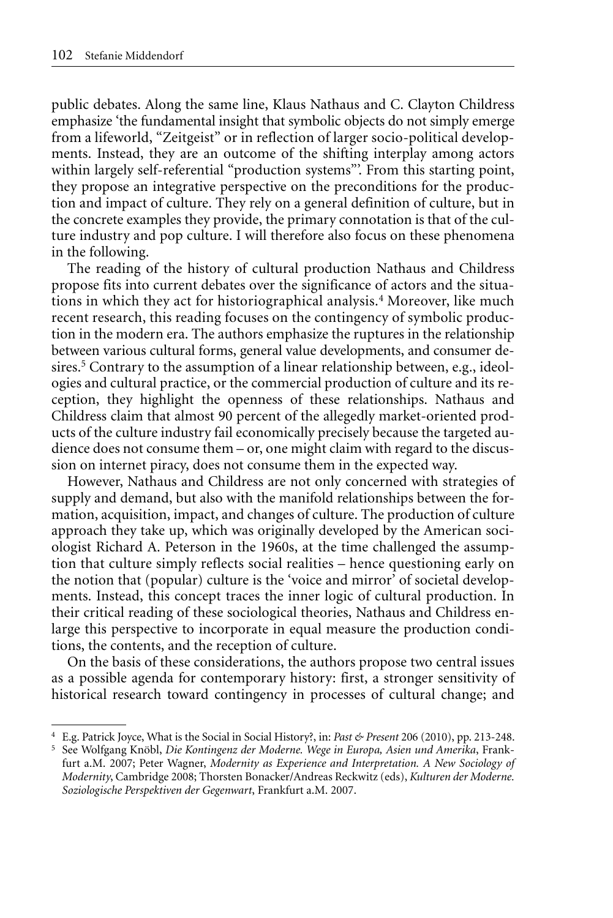public debates. Along the same line, Klaus Nathaus and C. Clayton Childress emphasize 'the fundamental insight that symbolic objects do not simply emerge from a lifeworld, "Zeitgeist" or in reflection of larger socio-political developments. Instead, they are an outcome of the shifting interplay among actors within largely self-referential "production systems"'. From this starting point, they propose an integrative perspective on the preconditions for the production and impact of culture. They rely on a general definition of culture, but in the concrete examples they provide, the primary connotation is that of the culture industry and pop culture. I will therefore also focus on these phenomena in the following.

The reading of the history of cultural production Nathaus and Childress propose fits into current debates over the significance of actors and the situations in which they act for historiographical analysis.[4] Moreover, like much recent research, this reading focuses on the contingency of symbolic production in the modern era. The authors emphasize the ruptures in the relationship between various cultural forms, general value developments, and consumer desires.[5] Contrary to the assumption of a linear relationship between, e.g., ideologies and cultural practice, or the commercial production of culture and its reception, they highlight the openness of these relationships. Nathaus and Childress claim that almost 90 percent of the allegedly market-oriented products of the culture industry fail economically precisely because the targeted audience does not consume them – or, one might claim with regard to the discussion on internet piracy, does not consume them in the expected way.

However, Nathaus and Childress are not only concerned with strategies of supply and demand, but also with the manifold relationships between the formation, acquisition, impact, and changes of culture. The production of culture approach they take up, which was originally developed by the American sociologist Richard A. Peterson in the 1960s, at the time challenged the assumption that culture simply reflects social realities – hence questioning early on the notion that (popular) culture is the 'voice and mirror' of societal developments. Instead, this concept traces the inner logic of cultural production. In their critical reading of these sociological theories, Nathaus and Childress enlarge this perspective to incorporate in equal measure the production conditions, the contents, and the reception of culture.

On the basis of these considerations, the authors propose two central issues as a possible agenda for contemporary history: first, a stronger sensitivity of historical research toward contingency in processes of cultural change; and

[4] E.g. Patrick Joyce, What is the Social in Social History?, in: *Past & Present* 206 (2010), pp. 213-248.

[5] See Wolfgang Knöbl, *Die Kontingenz der Moderne. Wege in Europa, Asien und Amerika*, Frankfurt a.M. 2007; Peter Wagner, *Modernity as Experience and Interpretation. A New Sociology of Modernity*, Cambridge 2008; Thorsten Bonacker/Andreas Reckwitz (eds), *Kulturen der Moderne. Soziologische Perspektiven der Gegenwart*, Frankfurt a.M. 2007.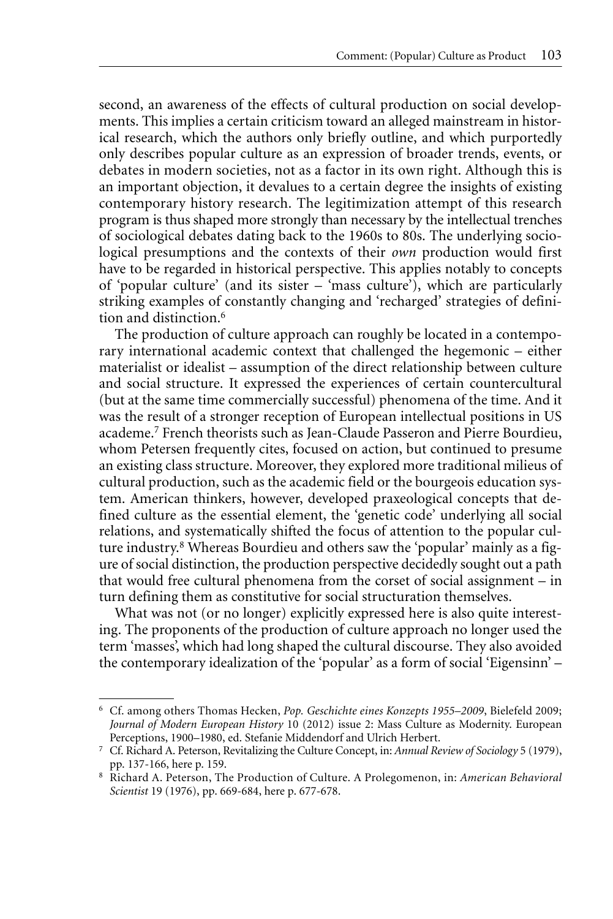second, an awareness of the effects of cultural production on social developments. This implies a certain criticism toward an alleged mainstream in historical research, which the authors only briefly outline, and which purportedly only describes popular culture as an expression of broader trends, events, or debates in modern societies, not as a factor in its own right. Although this is an important objection, it devalues to a certain degree the insights of existing contemporary history research. The legitimization attempt of this research program is thus shaped more strongly than necessary by the intellectual trenches of sociological debates dating back to the 1960s to 80s. The underlying sociological presumptions and the contexts of their *own* production would first have to be regarded in historical perspective. This applies notably to concepts of 'popular culture' (and its sister – 'mass culture'), which are particularly striking examples of constantly changing and 'recharged' strategies of definition and distinction.[6]

The production of culture approach can roughly be located in a contemporary international academic context that challenged the hegemonic – either materialist or idealist – assumption of the direct relationship between culture and social structure. It expressed the experiences of certain countercultural (but at the same time commercially successful) phenomena of the time. And it was the result of a stronger reception of European intellectual positions in US academe.[7] French theorists such as Jean-Claude Passeron and Pierre Bourdieu, whom Petersen frequently cites, focused on action, but continued to presume an existing class structure. Moreover, they explored more traditional milieus of cultural production, such as the academic field or the bourgeois education system. American thinkers, however, developed praxeological concepts that defined culture as the essential element, the 'genetic code' underlying all social relations, and systematically shifted the focus of attention to the popular culture industry.[8] Whereas Bourdieu and others saw the 'popular' mainly as a figure of social distinction, the production perspective decidedly sought out a path that would free cultural phenomena from the corset of social assignment – in turn defining them as constitutive for social structuration themselves.

What was not (or no longer) explicitly expressed here is also quite interesting. The proponents of the production of culture approach no longer used the term 'masses', which had long shaped the cultural discourse. They also avoided the contemporary idealization of the 'popular' as a form of social 'Eigensinn' –

---

[6] Cf. among others Thomas Hecken, *Pop. Geschichte eines Konzepts 1955–2009*, Bielefeld 2009; *Journal of Modern European History* 10 (2012) issue 2: Mass Culture as Modernity. European Perceptions, 1900–1980, ed. Stefanie Middendorf and Ulrich Herbert.

[7] Cf. Richard A. Peterson, Revitalizing the Culture Concept, in: *Annual Review of Sociology* 5 (1979), pp. 137-166, here p. 159.

[8] Richard A. Peterson, The Production of Culture. A Prolegomenon, in: *American Behavioral Scientist* 19 (1976), pp. 669-684, here p. 677-678.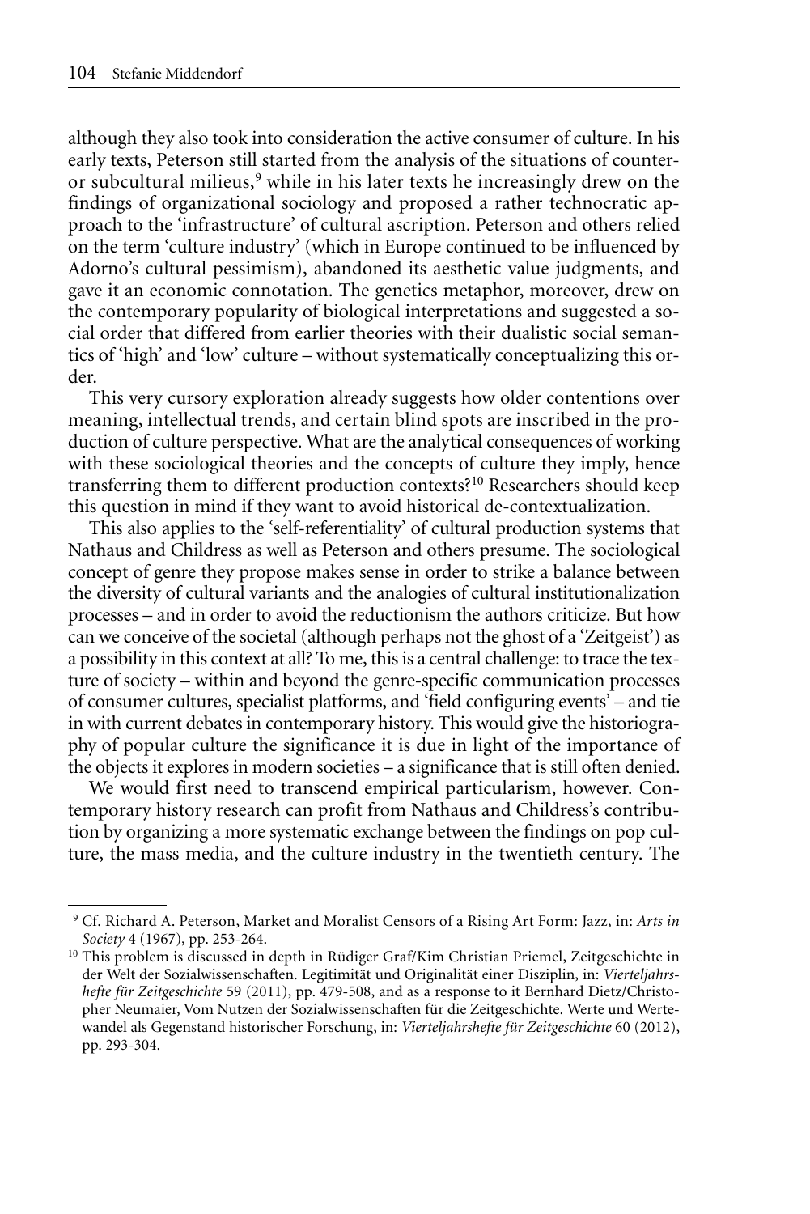although they also took into consideration the active consumer of culture. In his early texts, Peterson still started from the analysis of the situations of counter- or subcultural milieus,[9] while in his later texts he increasingly drew on the findings of organizational sociology and proposed a rather technocratic approach to the 'infrastructure' of cultural ascription. Peterson and others relied on the term 'culture industry' (which in Europe continued to be influenced by Adorno's cultural pessimism), abandoned its aesthetic value judgments, and gave it an economic connotation. The genetics metaphor, moreover, drew on the contemporary popularity of biological interpretations and suggested a social order that differed from earlier theories with their dualistic social semantics of 'high' and 'low' culture – without systematically conceptualizing this order.

This very cursory exploration already suggests how older contentions over meaning, intellectual trends, and certain blind spots are inscribed in the production of culture perspective. What are the analytical consequences of working with these sociological theories and the concepts of culture they imply, hence transferring them to different production contexts?[10] Researchers should keep this question in mind if they want to avoid historical de-contextualization.

This also applies to the 'self-referentiality' of cultural production systems that Nathaus and Childress as well as Peterson and others presume. The sociological concept of genre they propose makes sense in order to strike a balance between the diversity of cultural variants and the analogies of cultural institutionalization processes – and in order to avoid the reductionism the authors criticize. But how can we conceive of the societal (although perhaps not the ghost of a 'Zeitgeist') as a possibility in this context at all? To me, this is a central challenge: to trace the texture of society – within and beyond the genre-specific communication processes of consumer cultures, specialist platforms, and 'field configuring events' – and tie in with current debates in contemporary history. This would give the historiography of popular culture the significance it is due in light of the importance of the objects it explores in modern societies – a significance that is still often denied.

We would first need to transcend empirical particularism, however. Contemporary history research can profit from Nathaus and Childress's contribution by organizing a more systematic exchange between the findings on pop culture, the mass media, and the culture industry in the twentieth century. The

---

[9] Cf. Richard A. Peterson, Market and Moralist Censors of a Rising Art Form: Jazz, in: *Arts in Society* 4 (1967), pp. 253-264.

[10] This problem is discussed in depth in Rüdiger Graf/Kim Christian Priemel, Zeitgeschichte in der Welt der Sozialwissenschaften. Legitimität und Originalität einer Disziplin, in: *Vierteljahrshefte für Zeitgeschichte* 59 (2011), pp. 479-508, and as a response to it Bernhard Dietz/Christopher Neumaier, Vom Nutzen der Sozialwissenschaften für die Zeitgeschichte. Werte und Wertewandel als Gegenstand historischer Forschung, in: *Vierteljahrshefte für Zeitgeschichte* 60 (2012), pp. 293-304.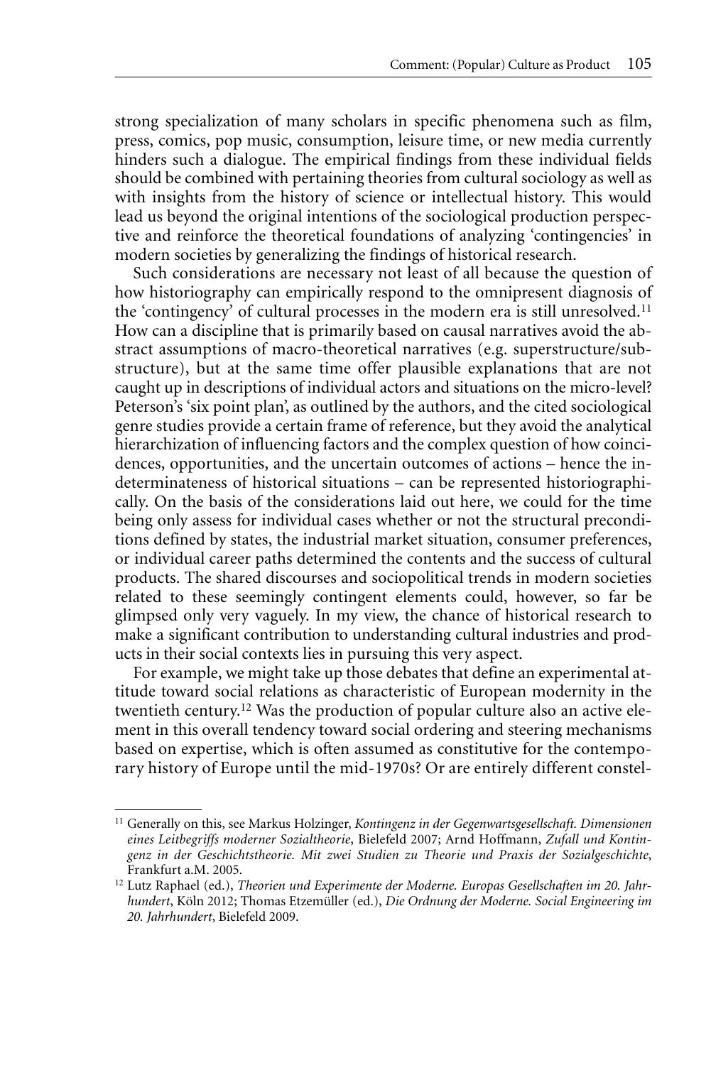strong specialization of many scholars in specific phenomena such as film, press, comics, pop music, consumption, leisure time, or new media currently hinders such a dialogue. The empirical findings from these individual fields should be combined with pertaining theories from cultural sociology as well as with insights from the history of science or intellectual history. This would lead us beyond the original intentions of the sociological production perspective and reinforce the theoretical foundations of analyzing 'contingencies' in modern societies by generalizing the findings of historical research.

Such considerations are necessary not least of all because the question of how historiography can empirically respond to the omnipresent diagnosis of the 'contingency' of cultural processes in the modern era is still unresolved.[11] How can a discipline that is primarily based on causal narratives avoid the abstract assumptions of macro-theoretical narratives (e.g. superstructure/substructure), but at the same time offer plausible explanations that are not caught up in descriptions of individual actors and situations on the micro-level? Peterson's 'six point plan', as outlined by the authors, and the cited sociological genre studies provide a certain frame of reference, but they avoid the analytical hierarchization of influencing factors and the complex question of how coincidences, opportunities, and the uncertain outcomes of actions – hence the indeterminateness of historical situations – can be represented historiographically. On the basis of the considerations laid out here, we could for the time being only assess for individual cases whether or not the structural preconditions defined by states, the industrial market situation, consumer preferences, or individual career paths determined the contents and the success of cultural products. The shared discourses and sociopolitical trends in modern societies related to these seemingly contingent elements could, however, so far be glimpsed only very vaguely. In my view, the chance of historical research to make a significant contribution to understanding cultural industries and products in their social contexts lies in pursuing this very aspect.

For example, we might take up those debates that define an experimental attitude toward social relations as characteristic of European modernity in the twentieth century.[12] Was the production of popular culture also an active element in this overall tendency toward social ordering and steering mechanisms based on expertise, which is often assumed as constitutive for the contemporary history of Europe until the mid-1970s? Or are entirely different constel-

---

[11] Generally on this, see Markus Holzinger, *Kontingenz in der Gegenwartsgesellschaft. Dimensionen eines Leitbegriffs moderner Sozialtheorie*, Bielefeld 2007; Arnd Hoffmann, *Zufall und Kontingenz in der Geschichtstheorie. Mit zwei Studien zu Theorie und Praxis der Sozialgeschichte*, Frankfurt a.M. 2005.

[12] Lutz Raphael (ed.), *Theorien und Experimente der Moderne. Europas Gesellschaften im 20. Jahrhundert*, Köln 2012; Thomas Etzemüller (ed.), *Die Ordnung der Moderne. Social Engineering im 20. Jahrhundert*, Bielefeld 2009.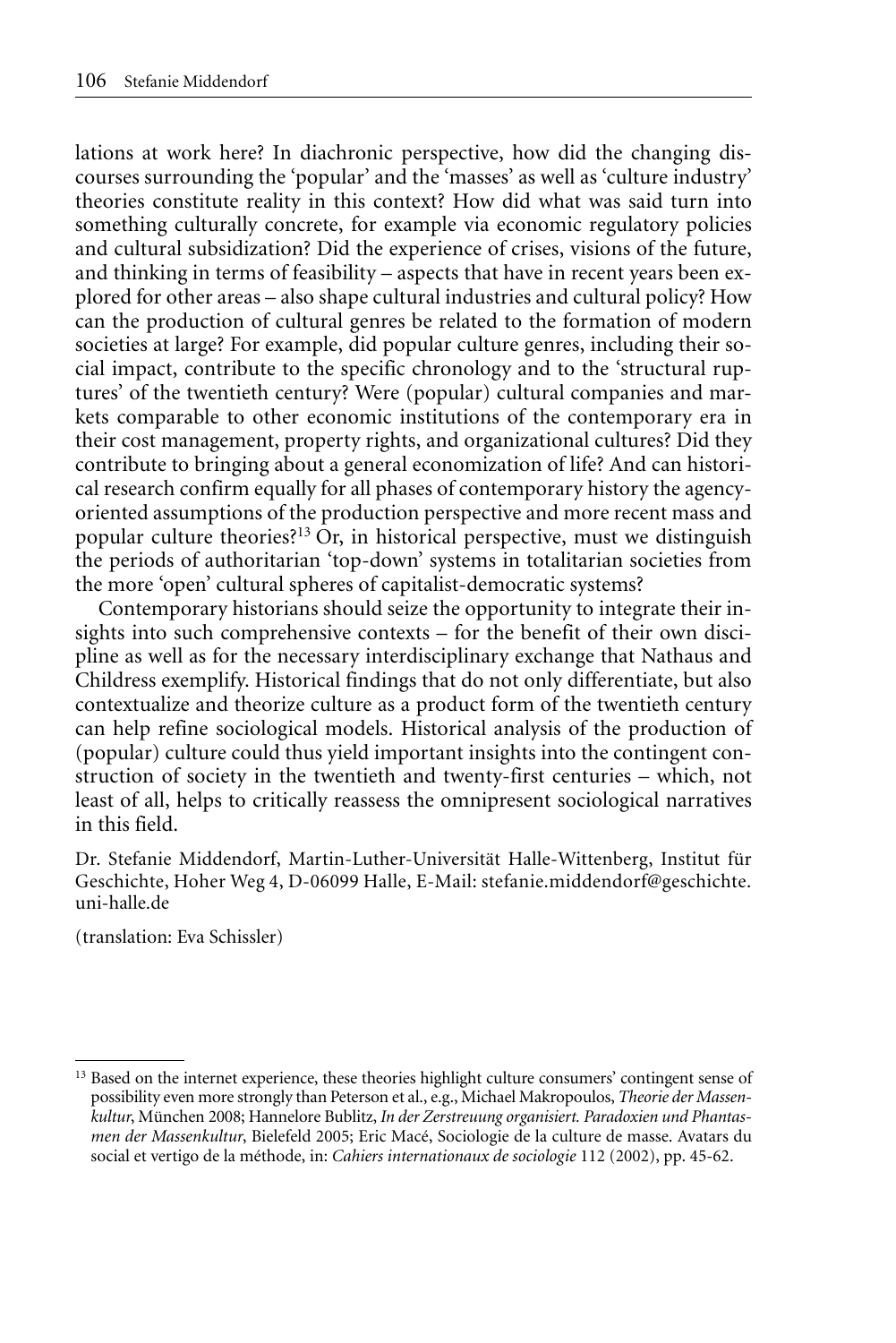lations at work here? In diachronic perspective, how did the changing discourses surrounding the 'popular' and the 'masses' as well as 'culture industry' theories constitute reality in this context? How did what was said turn into something culturally concrete, for example via economic regulatory policies and cultural subsidization? Did the experience of crises, visions of the future, and thinking in terms of feasibility – aspects that have in recent years been explored for other areas – also shape cultural industries and cultural policy? How can the production of cultural genres be related to the formation of modern societies at large? For example, did popular culture genres, including their social impact, contribute to the specific chronology and to the 'structural ruptures' of the twentieth century? Were (popular) cultural companies and markets comparable to other economic institutions of the contemporary era in their cost management, property rights, and organizational cultures? Did they contribute to bringing about a general economization of life? And can historical research confirm equally for all phases of contemporary history the agency-oriented assumptions of the production perspective and more recent mass and popular culture theories?[13] Or, in historical perspective, must we distinguish the periods of authoritarian 'top-down' systems in totalitarian societies from the more 'open' cultural spheres of capitalist-democratic systems?

Contemporary historians should seize the opportunity to integrate their insights into such comprehensive contexts – for the benefit of their own discipline as well as for the necessary interdisciplinary exchange that Nathaus and Childress exemplify. Historical findings that do not only differentiate, but also contextualize and theorize culture as a product form of the twentieth century can help refine sociological models. Historical analysis of the production of (popular) culture could thus yield important insights into the contingent construction of society in the twentieth and twenty-first centuries – which, not least of all, helps to critically reassess the omnipresent sociological narratives in this field.

Dr. Stefanie Middendorf, Martin-Luther-Universität Halle-Wittenberg, Institut für Geschichte, Hoher Weg 4, D-06099 Halle, E-Mail: stefanie.middendorf@geschichte.uni-halle.de

(translation: Eva Schissler)

[13] Based on the internet experience, these theories highlight culture consumers' contingent sense of possibility even more strongly than Peterson et al., e.g., Michael Makropoulos, *Theorie der Massenkultur*, München 2008; Hannelore Bublitz, *In der Zerstreuung organisiert. Paradoxien und Phantasmen der Massenkultur*, Bielefeld 2005; Eric Macé, Sociologie de la culture de masse. Avatars du social et vertigo de la méthode, in: *Cahiers internationaux de sociologie* 112 (2002), pp. 45-62.